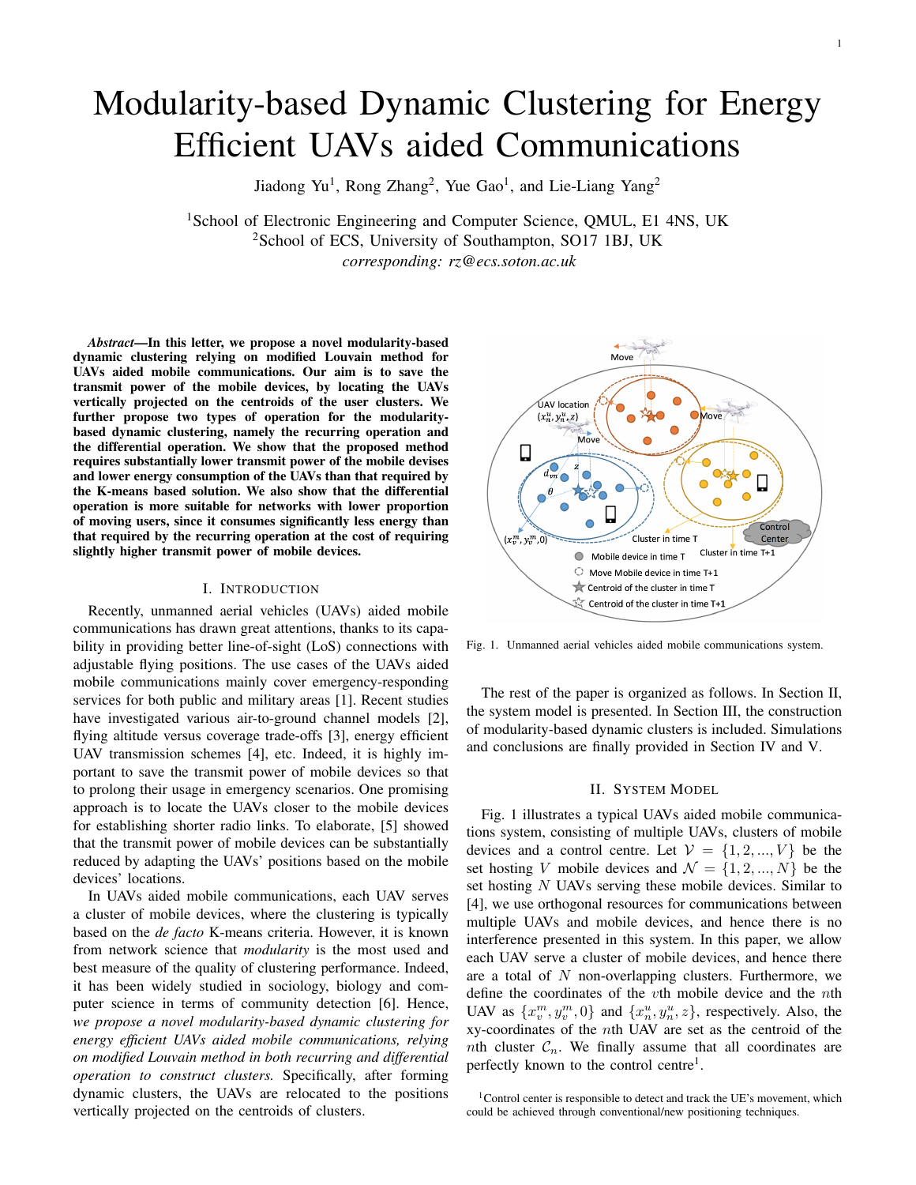# Modularity-based Dynamic Clustering for Energy Efficient UAVs aided Communications

Jiadong Yu[1], Rong Zhang[2], Yue Gao[1], and Lie-Liang Yang[2]

[1]School of Electronic Engineering and Computer Science, QMUL, E1 4NS, UK
[2]School of ECS, University of Southampton, SO17 1BJ, UK
*corresponding: rz@ecs.soton.ac.uk*

***Abstract*—In this letter, we propose a novel modularity-based dynamic clustering relying on modified Louvain method for UAVs aided mobile communications. Our aim is to save the transmit power of the mobile devices, by locating the UAVs vertically projected on the centroids of the user clusters. We further propose two types of operation for the modularity-based dynamic clustering, namely the recurring operation and the differential operation. We show that the proposed method requires substantially lower transmit power of the mobile devises and lower energy consumption of the UAVs than that required by the K-means based solution. We also show that the differential operation is more suitable for networks with lower proportion of moving users, since it consumes significantly less energy than that required by the recurring operation at the cost of requiring slightly higher transmit power of mobile devices.**

## I. Introduction

Recently, unmanned aerial vehicles (UAVs) aided mobile communications has drawn great attentions, thanks to its capability in providing better line-of-sight (LoS) connections with adjustable flying positions. The use cases of the UAVs aided mobile communications mainly cover emergency-responding services for both public and military areas [1]. Recent studies have investigated various air-to-ground channel models [2], flying altitude versus coverage trade-offs [3], energy efficient UAV transmission schemes [4], etc. Indeed, it is highly important to save the transmit power of mobile devices so that to prolong their usage in emergency scenarios. One promising approach is to locate the UAVs closer to the mobile devices for establishing shorter radio links. To elaborate, [5] showed that the transmit power of mobile devices can be substantially reduced by adapting the UAVs' positions based on the mobile devices' locations.

In UAVs aided mobile communications, each UAV serves a cluster of mobile devices, where the clustering is typically based on the *de facto* K-means criteria. However, it is known from network science that *modularity* is the most used and best measure of the quality of clustering performance. Indeed, it has been widely studied in sociology, biology and computer science in terms of community detection [6]. Hence, *we propose a novel modularity-based dynamic clustering for energy efficient UAVs aided mobile communications, relying on modified Louvain method in both recurring and differential operation to construct clusters.* Specifically, after forming dynamic clusters, the UAVs are relocated to the positions vertically projected on the centroids of clusters.

Fig. 1. Unmanned aerial vehicles aided mobile communications system.

The rest of the paper is organized as follows. In Section II, the system model is presented. In Section III, the construction of modularity-based dynamic clusters is included. Simulations and conclusions are finally provided in Section IV and V.

## II. System Model

Fig. 1 illustrates a typical UAVs aided mobile communications system, consisting of multiple UAVs, clusters of mobile devices and a control centre. Let $\mathcal{V} = \{1, 2, ..., V\}$ be the set hosting $V$ mobile devices and $\mathcal{N} = \{1, 2, ..., N\}$ be the set hosting $N$ UAVs serving these mobile devices. Similar to [4], we use orthogonal resources for communications between multiple UAVs and mobile devices, and hence there is no interference presented in this system. In this paper, we allow each UAV serve a cluster of mobile devices, and hence there are a total of $N$ non-overlapping clusters. Furthermore, we define the coordinates of the $v$th mobile device and the $n$th UAV as $\{x_v^m, y_v^m, 0\}$ and $\{x_n^u, y_n^u, z\}$, respectively. Also, the xy-coordinates of the $n$th UAV are set as the centroid of the $n$th cluster $\mathcal{C}_n$. We finally assume that all coordinates are perfectly known to the control centre[1].

[1]Control center is responsible to detect and track the UE's movement, which could be achieved through conventional/new positioning techniques.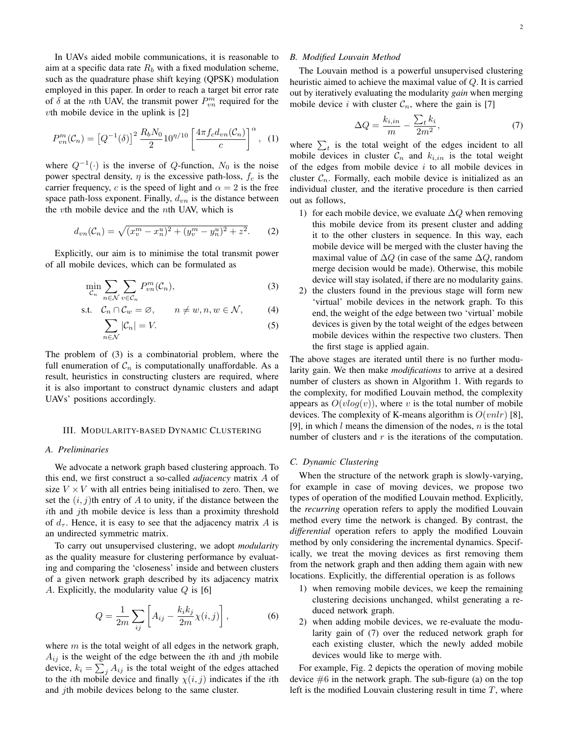In UAVs aided mobile communications, it is reasonable to aim at a specific data rate $R_b$ with a fixed modulation scheme, such as the quadrature phase shift keying (QPSK) modulation employed in this paper. In order to reach a target bit error rate of $\delta$ at the $n$th UAV, the transmit power $P^m_{vn}$ required for the $v$th mobile device in the uplink is [2]

$$P^m_{vn}(\mathcal{C}_n) = \left[Q^{-1}(\delta)\right]^2 \frac{R_b N_0}{2} 10^{\eta/10} \left[\frac{4\pi f_c d_{vn}(\mathcal{C}_n)}{c}\right]^\alpha, \quad (1)$$

where $Q^{-1}(\cdot)$ is the inverse of $Q$-function, $N_0$ is the noise power spectral density, $\eta$ is the excessive path-loss, $f_c$ is the carrier frequency, $c$ is the speed of light and $\alpha = 2$ is the free space path-loss exponent. Finally, $d_{vn}$ is the distance between the $v$th mobile device and the $n$th UAV, which is

$$d_{vn}(\mathcal{C}_n) = \sqrt{(x^m_v - x^u_n)^2 + (y^m_v - y^u_n)^2 + z^2}. \quad (2)$$

Explicitly, our aim is to minimise the total transmit power of all mobile devices, which can be formulated as

$$\min_{\mathcal{C}_n} \sum_{n\in\mathcal{N}} \sum_{v\in\mathcal{C}_n} P^m_{vn}(\mathcal{C}_n), \quad (3)$$

$$\text{s.t.} \quad \mathcal{C}_n \cap \mathcal{C}_w = \varnothing, \qquad n \neq w, n, w \in \mathcal{N}, \quad (4)$$

$$\sum_{n\in\mathcal{N}} |\mathcal{C}_n| = V. \quad (5)$$

The problem of (3) is a combinatorial problem, where the full enumeration of $\mathcal{C}_n$ is computationally unaffordable. As a result, heuristics in constructing clusters are required, where it is also important to construct dynamic clusters and adapt UAVs' positions accordingly.

## III. Modularity-based Dynamic Clustering

### A. Preliminaries

We advocate a network graph based clustering approach. To this end, we first construct a so-called *adjacency* matrix $A$ of size $V \times V$ with all entries being initialised to zero. Then, we set the $(i, j)$th entry of $A$ to unity, if the distance between the $i$th and $j$th mobile device is less than a proximity threshold of $d_\tau$. Hence, it is easy to see that the adjacency matrix $A$ is an undirected symmetric matrix.

To carry out unsupervised clustering, we adopt *modularity* as the quality measure for clustering performance by evaluating and comparing the 'closeness' inside and between clusters of a given network graph described by its adjacency matrix $A$. Explicitly, the modularity value $Q$ is [6]

$$Q = \frac{1}{2m} \sum_{ij} \left[A_{ij} - \frac{k_i k_j}{2m} \chi(i, j)\right], \quad (6)$$

where $m$ is the total weight of all edges in the network graph, $A_{ij}$ is the weight of the edge between the $i$th and $j$th mobile device, $k_i = \sum_j A_{ij}$ is the total weight of the edges attached to the $i$th mobile device and finally $\chi(i, j)$ indicates if the $i$th and $j$th mobile devices belong to the same cluster.

### B. Modified Louvain Method

The Louvain method is a powerful unsupervised clustering heuristic aimed to achieve the maximal value of $Q$. It is carried out by iteratively evaluating the modularity *gain* when merging mobile device $i$ with cluster $\mathcal{C}_n$, where the gain is [7]

$$\Delta Q = \frac{k_{i,in}}{m} - \frac{\sum_t k_i}{2m^2}, \quad (7)$$

where $\sum_t$ is the total weight of the edges incident to all mobile devices in cluster $\mathcal{C}_n$ and $k_{i,in}$ is the total weight of the edges from mobile device $i$ to all mobile devices in cluster $\mathcal{C}_n$. Formally, each mobile device is initialized as an individual cluster, and the iterative procedure is then carried out as follows,

1) for each mobile device, we evaluate $\Delta Q$ when removing this mobile device from its present cluster and adding it to the other clusters in sequence. In this way, each mobile device will be merged with the cluster having the maximal value of $\Delta Q$ (in case of the same $\Delta Q$, random merge decision would be made). Otherwise, this mobile device will stay isolated, if there are no modularity gains.
2) the clusters found in the previous stage will form new 'virtual' mobile devices in the network graph. To this end, the weight of the edge between two 'virtual' mobile devices is given by the total weight of the edges between mobile devices within the respective two clusters. Then the first stage is applied again.

The above stages are iterated until there is no further modularity gain. We then make *modifications* to arrive at a desired number of clusters as shown in Algorithm 1. With regards to the complexity, for modified Louvain method, the complexity appears as $O(vlog(v))$, where $v$ is the total number of mobile devices. The complexity of K-means algorithm is $O(vnlr)$ [8], [9], in which $l$ means the dimension of the nodes, $n$ is the total number of clusters and $r$ is the iterations of the computation.

### C. Dynamic Clustering

When the structure of the network graph is slowly-varying, for example in case of moving devices, we propose two types of operation of the modified Louvain method. Explicitly, the *recurring* operation refers to apply the modified Louvain method every time the network is changed. By contrast, the *differential* operation refers to apply the modified Louvain method by only considering the incremental dynamics. Specifically, we treat the moving devices as first removing them from the network graph and then adding them again with new locations. Explicitly, the differential operation is as follows

1) when removing mobile devices, we keep the remaining clustering decisions unchanged, whilst generating a reduced network graph.
2) when adding mobile devices, we re-evaluate the modularity gain of (7) over the reduced network graph for each existing cluster, which the newly added mobile devices would like to merge with.

For example, Fig. 2 depicts the operation of moving mobile device #6 in the network graph. The sub-figure (a) on the top left is the modified Louvain clustering result in time $T$, where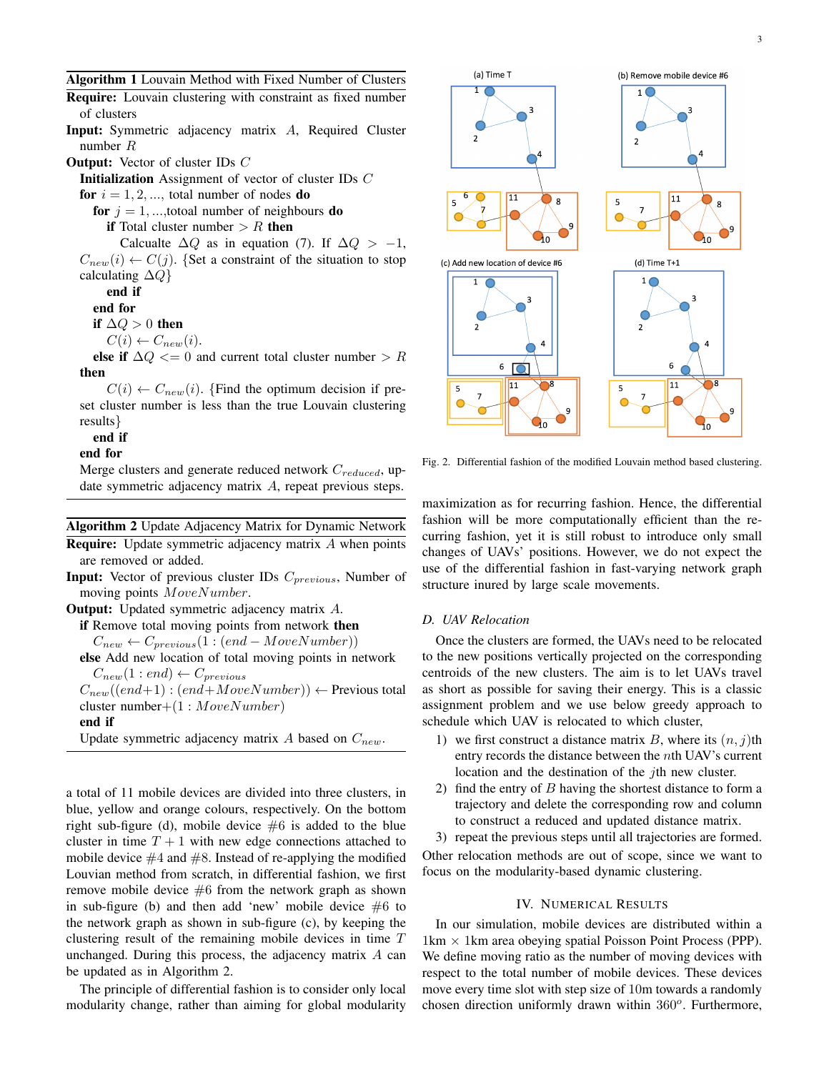**Algorithm 1** Louvain Method with Fixed Number of Clusters

**Require:** Louvain clustering with constraint as fixed number of clusters

**Input:** Symmetric adjacency matrix $A$, Required Cluster number $R$

**Output:** Vector of cluster IDs $C$

**Initialization** Assignment of vector of cluster IDs $C$
**for** $i = 1, 2, ...,$ total number of nodes **do**
  **for** $j = 1, ...,$totoal number of neighbours **do**
    **if** Total cluster number $> R$ **then**
      Calcualte $\Delta Q$ as in equation (7). If $\Delta Q > -1$, $C_{new}(i) \leftarrow C(j)$. {Set a constraint of the situation to stop calculating $\Delta Q$}
    **end if**
  **end for**
  **if** $\Delta Q > 0$ **then**
    $C(i) \leftarrow C_{new}(i)$.
  **else if** $\Delta Q <= 0$ and current total cluster number $> R$ **then**
    $C(i) \leftarrow C_{new}(i)$. {Find the optimum decision if pre-set cluster number is less than the true Louvain clustering results}
  **end if**
**end for**
Merge clusters and generate reduced network $C_{reduced}$, update symmetric adjacency matrix $A$, repeat previous steps.

**Algorithm 2** Update Adjacency Matrix for Dynamic Network

**Require:** Update symmetric adjacency matrix $A$ when points are removed or added.

**Input:** Vector of previous cluster IDs $C_{previous}$, Number of moving points $MoveNumber$.

**Output:** Updated symmetric adjacency matrix $A$.

**if** Remove total moving points from network **then**
  $C_{new} \leftarrow C_{previous}(1 : (end - MoveNumber))$
**else** Add new location of total moving points in network
  $C_{new}(1 : end) \leftarrow C_{previous}$
  $C_{new}((end+1) : (end+MoveNumber)) \leftarrow$ Previous total cluster number$+(1 : MoveNumber)$
**end if**
Update symmetric adjacency matrix $A$ based on $C_{new}$.

a total of 11 mobile devices are divided into three clusters, in blue, yellow and orange colours, respectively. On the bottom right sub-figure (d), mobile device #6 is added to the blue cluster in time $T+1$ with new edge connections attached to mobile device #4 and #8. Instead of re-applying the modified Louvian method from scratch, in differential fashion, we first remove mobile device #6 from the network graph as shown in sub-figure (b) and then add 'new' mobile device #6 to the network graph as shown in sub-figure (c), by keeping the clustering result of the remaining mobile devices in time $T$ unchanged. During this process, the adjacency matrix $A$ can be updated as in Algorithm 2.

The principle of differential fashion is to consider only local modularity change, rather than aiming for global modularity maximization as for recurring fashion. Hence, the differential fashion will be more computationally efficient than the recurring fashion, yet it is still robust to introduce only small changes of UAVs' positions. However, we do not expect the use of the differential fashion in fast-varying network graph structure inured by large scale movements.

Fig. 2. Differential fashion of the modified Louvain method based clustering.

### D. UAV Relocation

Once the clusters are formed, the UAVs need to be relocated to the new positions vertically projected on the corresponding centroids of the new clusters. The aim is to let UAVs travel as short as possible for saving their energy. This is a classic assignment problem and we use below greedy approach to schedule which UAV is relocated to which cluster,

1) we first construct a distance matrix $B$, where its $(n, j)$th entry records the distance between the $n$th UAV's current location and the destination of the $j$th new cluster.
2) find the entry of $B$ having the shortest distance to form a trajectory and delete the corresponding row and column to construct a reduced and updated distance matrix.
3) repeat the previous steps until all trajectories are formed.

Other relocation methods are out of scope, since we want to focus on the modularity-based dynamic clustering.

## IV. Numerical Results

In our simulation, mobile devices are distributed within a 1km $\times$ 1km area obeying spatial Poisson Point Process (PPP). We define moving ratio as the number of moving devices with respect to the total number of mobile devices. These devices move every time slot with step size of 10m towards a randomly chosen direction uniformly drawn within $360^o$. Furthermore,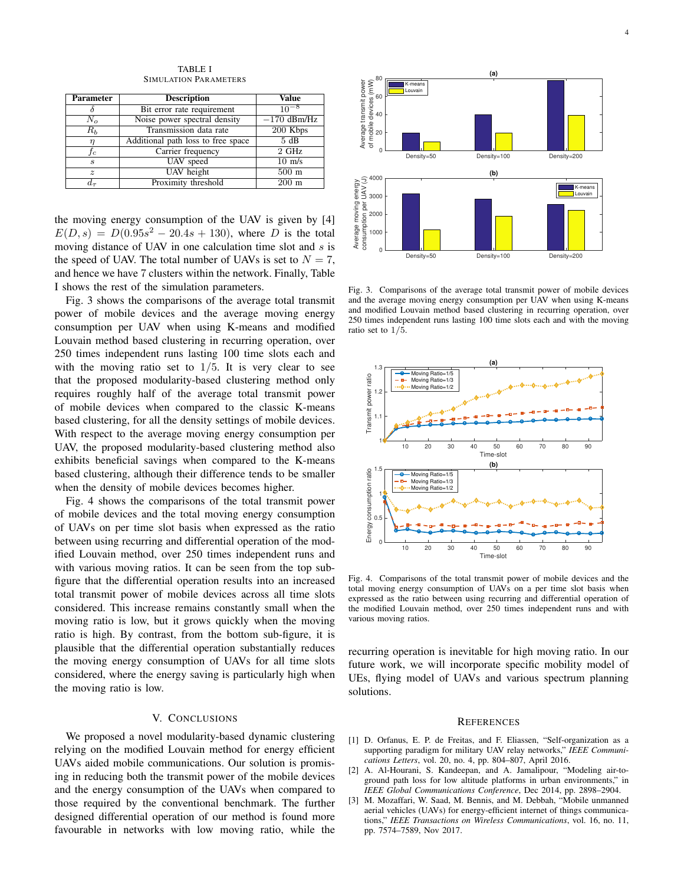TABLE I
SIMULATION PARAMETERS

| Parameter | Description | Value |
|---|---|---|
| $\delta$ | Bit error rate requirement | $10^{-8}$ |
| $N_o$ | Noise power spectral density | $-170$ dBm/Hz |
| $R_b$ | Transmission data rate | 200 Kbps |
| $\eta$ | Additional path loss to free space | 5 dB |
| $f_c$ | Carrier frequency | 2 GHz |
| $s$ | UAV speed | 10 m/s |
| $z$ | UAV height | 500 m |
| $d_\tau$ | Proximity threshold | 200 m |

the moving energy consumption of the UAV is given by [4] $E(D, s) = D(0.95s^2 - 20.4s + 130)$, where $D$ is the total moving distance of UAV in one calculation time slot and $s$ is the speed of UAV. The total number of UAVs is set to $N = 7$, and hence we have 7 clusters within the network. Finally, Table I shows the rest of the simulation parameters.

Fig. 3 shows the comparisons of the average total transmit power of mobile devices and the average moving energy consumption per UAV when using K-means and modified Louvain method based clustering in recurring operation, over 250 times independent runs lasting 100 time slots each and with the moving ratio set to $1/5$. It is very clear to see that the proposed modularity-based clustering method only requires roughly half of the average total transmit power of mobile devices when compared to the classic K-means based clustering, for all the density settings of mobile devices. With respect to the average moving energy consumption per UAV, the proposed modularity-based clustering method also exhibits beneficial savings when compared to the K-means based clustering, although their difference tends to be smaller when the density of mobile devices becomes higher.

Fig. 4 shows the comparisons of the total transmit power of mobile devices and the total moving energy consumption of UAVs on per time slot basis when expressed as the ratio between using recurring and differential operation of the modified Louvain method, over 250 times independent runs and with various moving ratios. It can be seen from the top sub-figure that the differential operation results into an increased total transmit power of mobile devices across all time slots considered. This increase remains constantly small when the moving ratio is low, but it grows quickly when the moving ratio is high. By contrast, from the bottom sub-figure, it is plausible that the differential operation substantially reduces the moving energy consumption of UAVs for all time slots considered, where the energy saving is particularly high when the moving ratio is low.

Fig. 3. Comparisons of the average total transmit power of mobile devices and the average moving energy consumption per UAV when using K-means and modified Louvain method based clustering in recurring operation, over 250 times independent runs lasting 100 time slots each and with the moving ratio set to $1/5$.

Fig. 4. Comparisons of the total transmit power of mobile devices and the total moving energy consumption of UAVs on a per time slot basis when expressed as the ratio between using recurring and differential operation of the modified Louvain method, over 250 times independent runs and with various moving ratios.

## V. CONCLUSIONS

We proposed a novel modularity-based dynamic clustering relying on the modified Louvain method for energy efficient UAVs aided mobile communications. Our solution is promising in reducing both the transmit power of the mobile devices and the energy consumption of the UAVs when compared to those required by the conventional benchmark. The further designed differential operation of our method is found more favourable in networks with low moving ratio, while the recurring operation is inevitable for high moving ratio. In our future work, we will incorporate specific mobility model of UEs, flying model of UAVs and various spectrum planning solutions.

## REFERENCES

[1] D. Orfanus, E. P. de Freitas, and F. Eliassen, "Self-organization as a supporting paradigm for military UAV relay networks," *IEEE Communications Letters*, vol. 20, no. 4, pp. 804–807, April 2016.

[2] A. Al-Hourani, S. Kandeepan, and A. Jamalipour, "Modeling air-to-ground path loss for low altitude platforms in urban environments," in *IEEE Global Communications Conference*, Dec 2014, pp. 2898–2904.

[3] M. Mozaffari, W. Saad, M. Bennis, and M. Debbah, "Mobile unmanned aerial vehicles (UAVs) for energy-efficient internet of things communications," *IEEE Transactions on Wireless Communications*, vol. 16, no. 11, pp. 7574–7589, Nov 2017.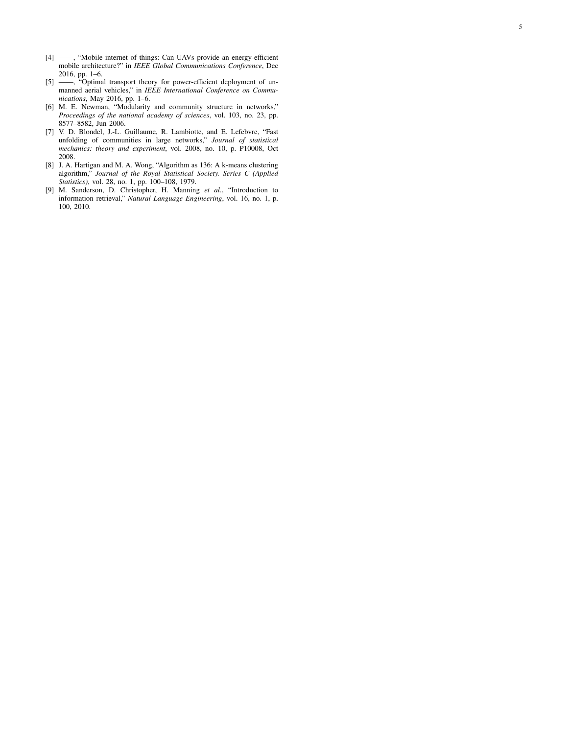[4] ——, "Mobile internet of things: Can UAVs provide an energy-efficient mobile architecture?" in *IEEE Global Communications Conference*, Dec 2016, pp. 1–6.

[5] ——, "Optimal transport theory for power-efficient deployment of unmanned aerial vehicles," in *IEEE International Conference on Communications*, May 2016, pp. 1–6.

[6] M. E. Newman, "Modularity and community structure in networks," *Proceedings of the national academy of sciences*, vol. 103, no. 23, pp. 8577–8582, Jun 2006.

[7] V. D. Blondel, J.-L. Guillaume, R. Lambiotte, and E. Lefebvre, "Fast unfolding of communities in large networks," *Journal of statistical mechanics: theory and experiment*, vol. 2008, no. 10, p. P10008, Oct 2008.

[8] J. A. Hartigan and M. A. Wong, "Algorithm as 136: A k-means clustering algorithm," *Journal of the Royal Statistical Society. Series C (Applied Statistics)*, vol. 28, no. 1, pp. 100–108, 1979.

[9] M. Sanderson, D. Christopher, H. Manning *et al.*, "Introduction to information retrieval," *Natural Language Engineering*, vol. 16, no. 1, p. 100, 2010.